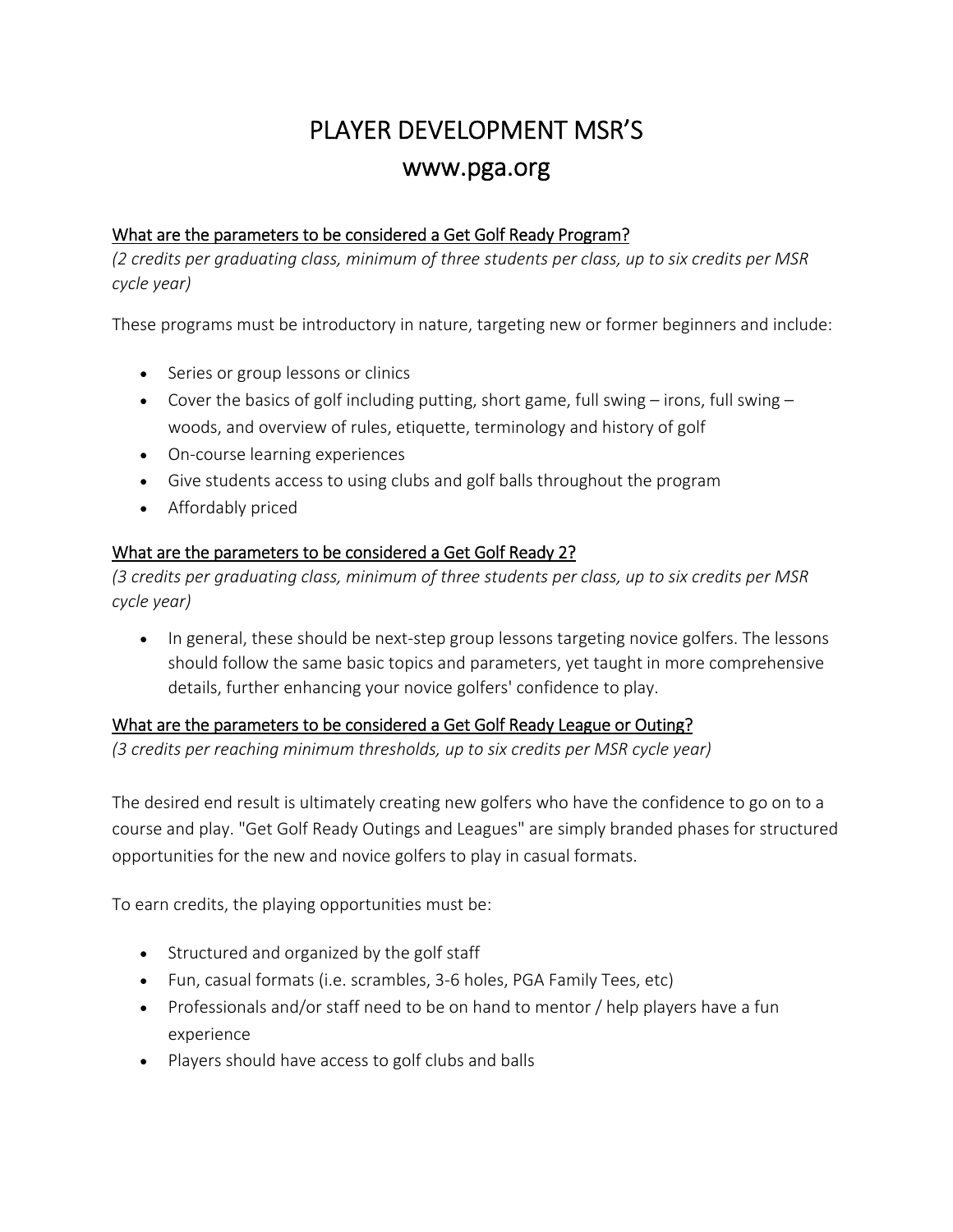# PLAYER DEVELOPMENT MSR'S

# www.pga.org

## What are the parameters to be considered a Get Golf Ready Program?

*(2 credits per graduating class, minimum of three students per class, up to six credits per MSR cycle year)*

These programs must be introductory in nature, targeting new or former beginners and include:

- Series or group lessons or clinics
- Cover the basics of golf including putting, short game, full swing – irons, full swing – woods, and overview of rules, etiquette, terminology and history of golf
- On-course learning experiences
- Give students access to using clubs and golf balls throughout the program
- Affordably priced

## What are the parameters to be considered a Get Golf Ready 2?

*(3 credits per graduating class, minimum of three students per class, up to six credits per MSR cycle year)*

- In general, these should be next-step group lessons targeting novice golfers. The lessons should follow the same basic topics and parameters, yet taught in more comprehensive details, further enhancing your novice golfers' confidence to play.

## What are the parameters to be considered a Get Golf Ready League or Outing?

*(3 credits per reaching minimum thresholds, up to six credits per MSR cycle year)*

The desired end result is ultimately creating new golfers who have the confidence to go on to a course and play. "Get Golf Ready Outings and Leagues" are simply branded phases for structured opportunities for the new and novice golfers to play in casual formats.

To earn credits, the playing opportunities must be:

- Structured and organized by the golf staff
- Fun, casual formats (i.e. scrambles, 3-6 holes, PGA Family Tees, etc)
- Professionals and/or staff need to be on hand to mentor / help players have a fun experience
- Players should have access to golf clubs and balls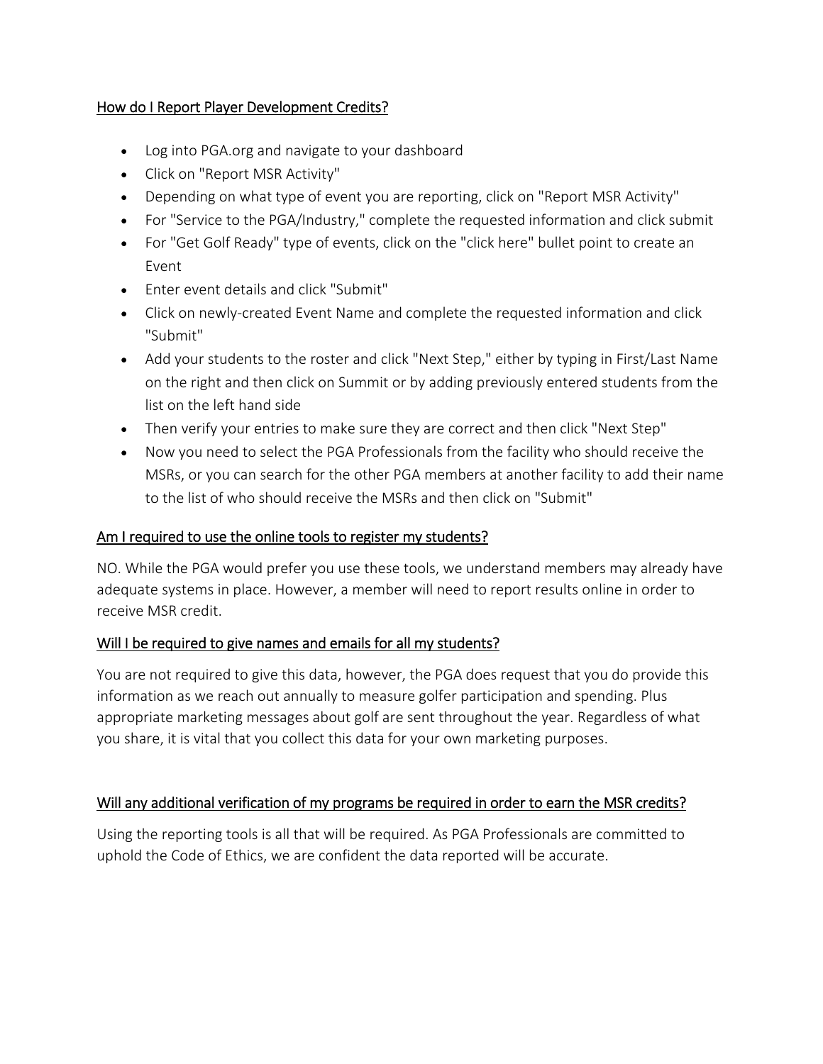## How do I Report Player Development Credits?

- Log into PGA.org and navigate to your dashboard
- Click on "Report MSR Activity"
- Depending on what type of event you are reporting, click on "Report MSR Activity"
- For "Service to the PGA/Industry," complete the requested information and click submit
- For "Get Golf Ready" type of events, click on the "click here" bullet point to create an Event
- Enter event details and click "Submit"
- Click on newly-created Event Name and complete the requested information and click "Submit"
- Add your students to the roster and click "Next Step," either by typing in First/Last Name on the right and then click on Summit or by adding previously entered students from the list on the left hand side
- Then verify your entries to make sure they are correct and then click "Next Step"
- Now you need to select the PGA Professionals from the facility who should receive the MSRs, or you can search for the other PGA members at another facility to add their name to the list of who should receive the MSRs and then click on "Submit"

## Am I required to use the online tools to register my students?

NO. While the PGA would prefer you use these tools, we understand members may already have adequate systems in place. However, a member will need to report results online in order to receive MSR credit.

## Will I be required to give names and emails for all my students?

You are not required to give this data, however, the PGA does request that you do provide this information as we reach out annually to measure golfer participation and spending. Plus appropriate marketing messages about golf are sent throughout the year. Regardless of what you share, it is vital that you collect this data for your own marketing purposes.

## Will any additional verification of my programs be required in order to earn the MSR credits?

Using the reporting tools is all that will be required. As PGA Professionals are committed to uphold the Code of Ethics, we are confident the data reported will be accurate.